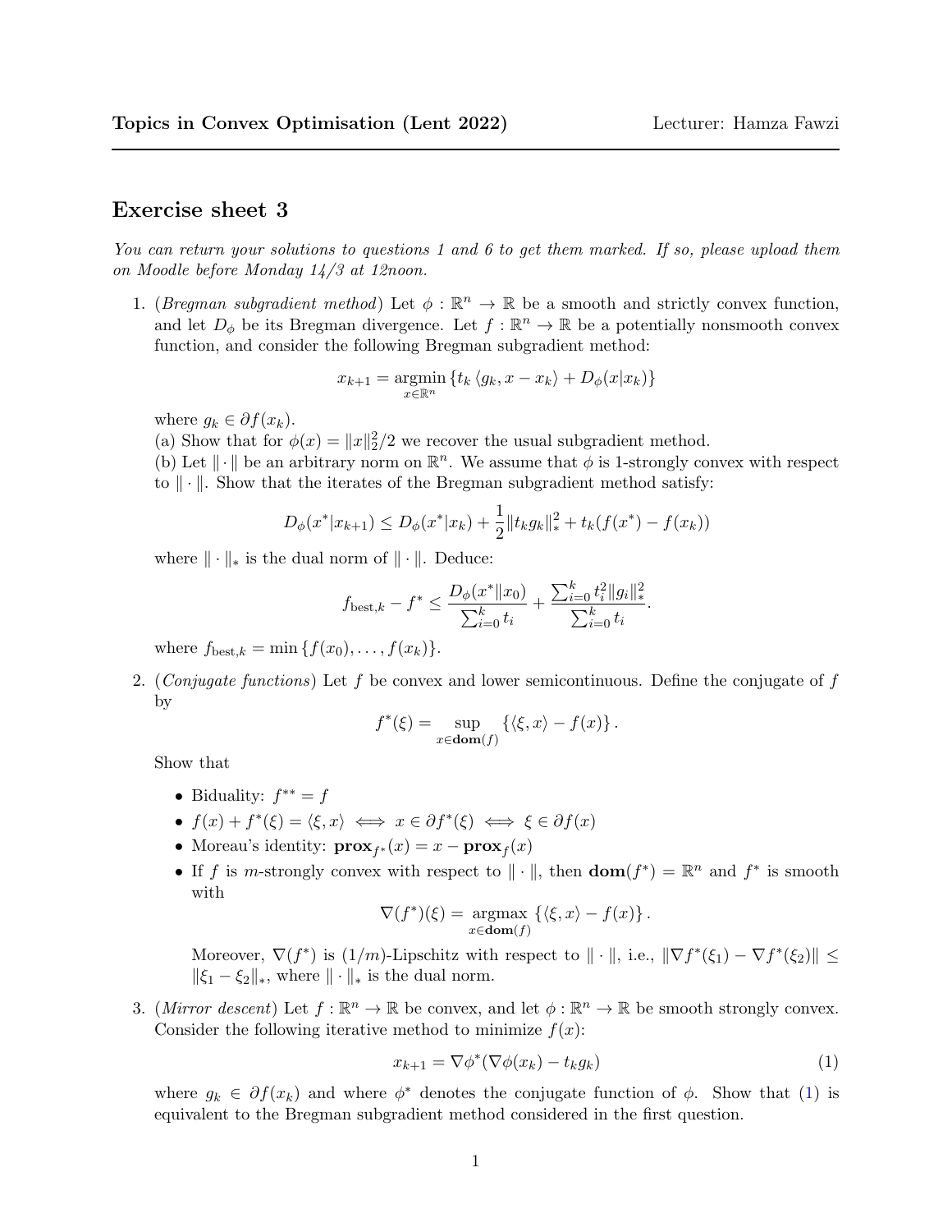**Topics in Convex Optimisation (Lent 2022)** Lecturer: Hamza Fawzi

## Exercise sheet 3

*You can return your solutions to questions 1 and 6 to get them marked. If so, please upload them on Moodle before Monday 14/3 at 12noon.*

1. (*Bregman subgradient method*) Let $\phi : \mathbb{R}^n \to \mathbb{R}$ be a smooth and strictly convex function, and let $D_\phi$ be its Bregman divergence. Let $f : \mathbb{R}^n \to \mathbb{R}$ be a potentially nonsmooth convex function, and consider the following Bregman subgradient method:

$$x_{k+1} = \underset{x \in \mathbb{R}^n}{\operatorname{argmin}} \{ t_k \langle g_k, x - x_k \rangle + D_\phi(x|x_k) \}$$

where $g_k \in \partial f(x_k)$.
(a) Show that for $\phi(x) = \|x\|_2^2/2$ we recover the usual subgradient method.
(b) Let $\|\cdot\|$ be an arbitrary norm on $\mathbb{R}^n$. We assume that $\phi$ is 1-strongly convex with respect to $\|\cdot\|$. Show that the iterates of the Bregman subgradient method satisfy:

$$D_\phi(x^*|x_{k+1}) \le D_\phi(x^*|x_k) + \frac{1}{2}\|t_k g_k\|_*^2 + t_k(f(x^*) - f(x_k))$$

where $\|\cdot\|_*$ is the dual norm of $\|\cdot\|$. Deduce:

$$f_{\text{best},k} - f^* \le \frac{D_\phi(x^* \| x_0)}{\sum_{i=0}^k t_i} + \frac{\sum_{i=0}^k t_i^2 \|g_i\|_*^2}{\sum_{i=0}^k t_i}.$$

where $f_{\text{best},k} = \min\{f(x_0), \ldots, f(x_k)\}$.

2. (*Conjugate functions*) Let $f$ be convex and lower semicontinuous. Define the conjugate of $f$ by

$$f^*(\xi) = \sup_{x \in \mathbf{dom}(f)} \{\langle \xi, x \rangle - f(x)\}.$$

Show that

- Biduality: $f^{**} = f$
- $f(x) + f^*(\xi) = \langle \xi, x \rangle \iff x \in \partial f^*(\xi) \iff \xi \in \partial f(x)$
- Moreau's identity: $\mathbf{prox}_{f^*}(x) = x - \mathbf{prox}_f(x)$
- If $f$ is $m$-strongly convex with respect to $\|\cdot\|$, then $\mathbf{dom}(f^*) = \mathbb{R}^n$ and $f^*$ is smooth with

$$\nabla(f^*)(\xi) = \underset{x \in \mathbf{dom}(f)}{\operatorname{argmax}} \{\langle \xi, x \rangle - f(x)\}.$$

Moreover, $\nabla(f^*)$ is $(1/m)$-Lipschitz with respect to $\|\cdot\|$, i.e., $\|\nabla f^*(\xi_1) - \nabla f^*(\xi_2)\| \le \|\xi_1 - \xi_2\|_*$, where $\|\cdot\|_*$ is the dual norm.

3. (*Mirror descent*) Let $f : \mathbb{R}^n \to \mathbb{R}$ be convex, and let $\phi : \mathbb{R}^n \to \mathbb{R}$ be smooth strongly convex. Consider the following iterative method to minimize $f(x)$:

$$x_{k+1} = \nabla \phi^*(\nabla \phi(x_k) - t_k g_k) \tag{1}$$

where $g_k \in \partial f(x_k)$ and where $\phi^*$ denotes the conjugate function of $\phi$. Show that (1) is equivalent to the Bregman subgradient method considered in the first question.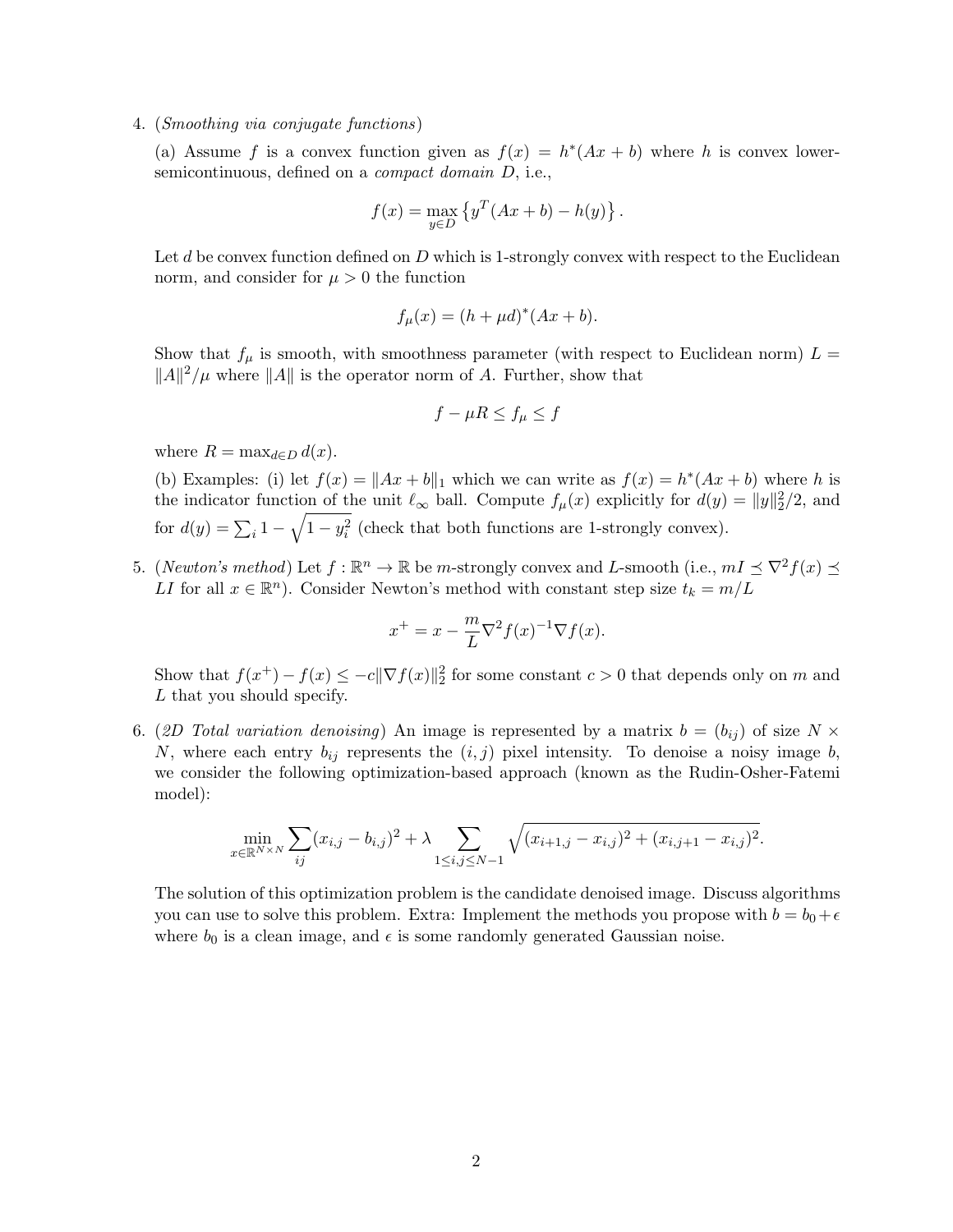4. (*Smoothing via conjugate functions*)

   (a) Assume $f$ is a convex function given as $f(x) = h^*(Ax + b)$ where $h$ is convex lower-semicontinuous, defined on a *compact domain* $D$, i.e.,

$$f(x) = \max_{y \in D} \left\{ y^T(Ax + b) - h(y) \right\}.$$

   Let $d$ be convex function defined on $D$ which is 1-strongly convex with respect to the Euclidean norm, and consider for $\mu > 0$ the function

$$f_\mu(x) = (h + \mu d)^*(Ax + b).$$

   Show that $f_\mu$ is smooth, with smoothness parameter (with respect to Euclidean norm) $L = \|A\|^2/\mu$ where $\|A\|$ is the operator norm of $A$. Further, show that

$$f - \mu R \leq f_\mu \leq f$$

   where $R = \max_{d \in D} d(x)$.

   (b) Examples: (i) let $f(x) = \|Ax + b\|_1$ which we can write as $f(x) = h^*(Ax + b)$ where $h$ is the indicator function of the unit $\ell_\infty$ ball. Compute $f_\mu(x)$ explicitly for $d(y) = \|y\|_2^2/2$, and for $d(y) = \sum_i 1 - \sqrt{1 - y_i^2}$ (check that both functions are 1-strongly convex).

5. (*Newton's method*) Let $f : \mathbb{R}^n \to \mathbb{R}$ be $m$-strongly convex and $L$-smooth (i.e., $mI \preceq \nabla^2 f(x) \preceq LI$ for all $x \in \mathbb{R}^n$). Consider Newton's method with constant step size $t_k = m/L$

$$x^+ = x - \frac{m}{L} \nabla^2 f(x)^{-1} \nabla f(x).$$

   Show that $f(x^+) - f(x) \leq -c\|\nabla f(x)\|_2^2$ for some constant $c > 0$ that depends only on $m$ and $L$ that you should specify.

6. (*2D Total variation denoising*) An image is represented by a matrix $b = (b_{ij})$ of size $N \times N$, where each entry $b_{ij}$ represents the $(i, j)$ pixel intensity. To denoise a noisy image $b$, we consider the following optimization-based approach (known as the Rudin-Osher-Fatemi model):

$$\min_{x \in \mathbb{R}^{N \times N}} \sum_{ij} (x_{i,j} - b_{i,j})^2 + \lambda \sum_{1 \leq i,j \leq N-1} \sqrt{(x_{i+1,j} - x_{i,j})^2 + (x_{i,j+1} - x_{i,j})^2}.$$

   The solution of this optimization problem is the candidate denoised image. Discuss algorithms you can use to solve this problem. Extra: Implement the methods you propose with $b = b_0 + \epsilon$ where $b_0$ is a clean image, and $\epsilon$ is some randomly generated Gaussian noise.